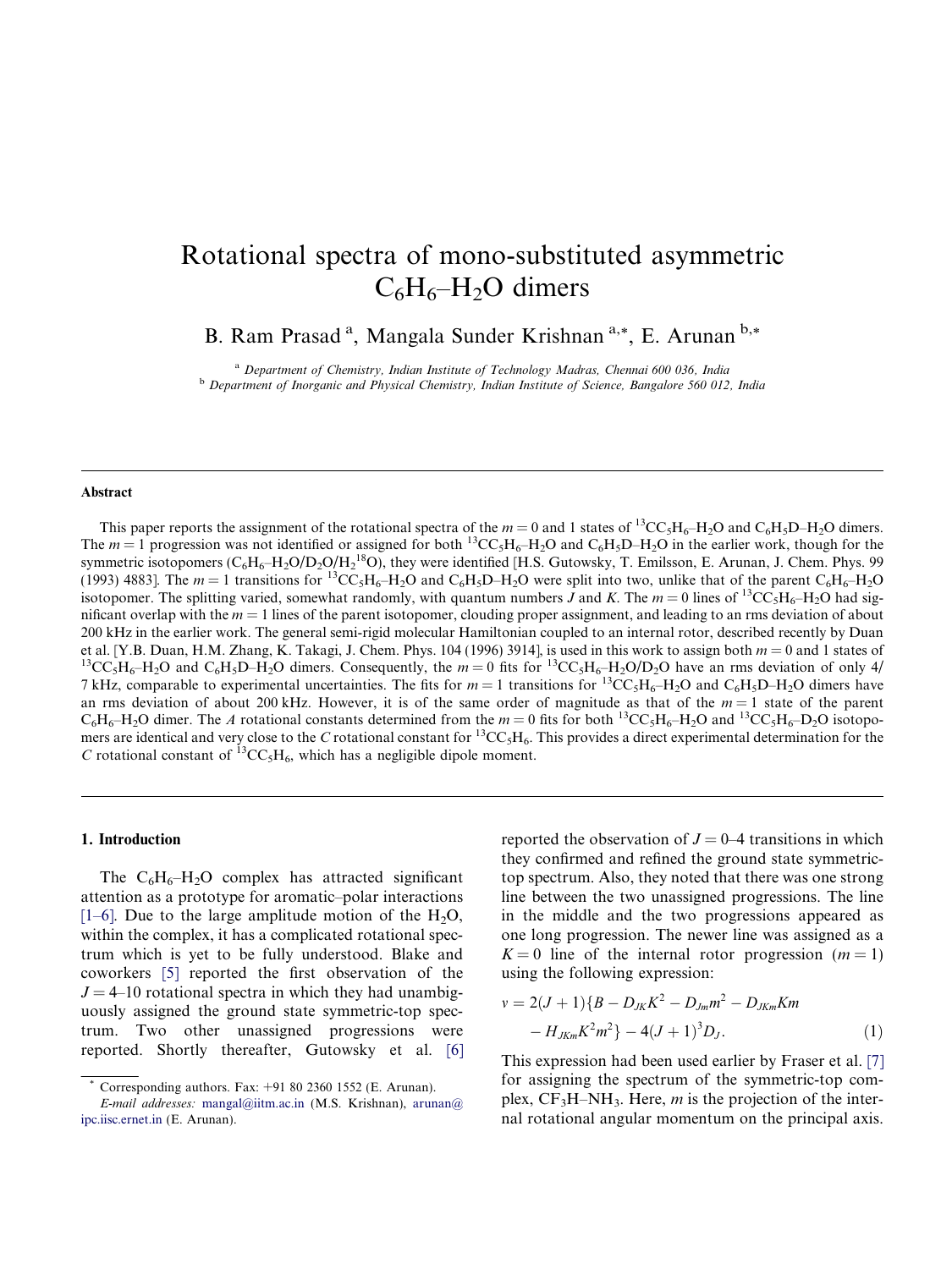# Rotational spectra of mono-substituted asymmetric $C_6H_6$–$H_2O$ dimers

B. Ram Prasad [a], Mangala Sunder Krishnan [a,*], E. Arunan [b,*]

[a] Department of Chemistry, Indian Institute of Technology Madras, Chennai 600 036, India

[b] Department of Inorganic and Physical Chemistry, Indian Institute of Science, Bangalore 560 012, India

---

### Abstract

This paper reports the assignment of the rotational spectra of the $m = 0$ and 1 states of $^{13}CC_5H_6$–$H_2O$ and $C_6H_5D$–$H_2O$ dimers. The $m = 1$ progression was not identified or assigned for both $^{13}CC_5H_6$–$H_2O$ and $C_6H_5D$–$H_2O$ in the earlier work, though for the symmetric isotopomers ($C_6H_6$–$H_2O/D_2O/H_2{}^{18}O$), they were identified [H.S. Gutowsky, T. Emilsson, E. Arunan, J. Chem. Phys. 99 (1993) 4883]. The $m = 1$ transitions for $^{13}CC_5H_6$–$H_2O$ and $C_6H_5D$–$H_2O$ were split into two, unlike that of the parent $C_6H_6$–$H_2O$ isotopomer. The splitting varied, somewhat randomly, with quantum numbers $J$ and $K$. The $m = 0$ lines of $^{13}CC_5H_6$–$H_2O$ had significant overlap with the $m = 1$ lines of the parent isotopomer, clouding proper assignment, and leading to an rms deviation of about 200 kHz in the earlier work. The general semi-rigid molecular Hamiltonian coupled to an internal rotor, described recently by Duan et al. [Y.B. Duan, H.M. Zhang, K. Takagi, J. Chem. Phys. 104 (1996) 3914], is used in this work to assign both $m = 0$ and 1 states of $^{13}CC_5H_6$–$H_2O$ and $C_6H_5D$–$H_2O$ dimers. Consequently, the $m = 0$ fits for $^{13}CC_5H_6$–$H_2O/D_2O$ have an rms deviation of only 4/7 kHz, comparable to experimental uncertainties. The fits for $m = 1$ transitions for $^{13}CC_5H_6$–$H_2O$ and $C_6H_5D$–$H_2O$ dimers have an rms deviation of about 200 kHz. However, it is of the same order of magnitude as that of the $m = 1$ state of the parent $C_6H_6$–$H_2O$ dimer. The $A$ rotational constants determined from the $m = 0$ fits for both $^{13}CC_5H_6$–$H_2O$ and $^{13}CC_5H_6$–$D_2O$ isotopomers are identical and very close to the $C$ rotational constant for $^{13}CC_5H_6$. This provides a direct experimental determination for the $C$ rotational constant of $^{13}CC_5H_6$, which has a negligible dipole moment.

---

## 1. Introduction

The $C_6H_6$–$H_2O$ complex has attracted significant attention as a prototype for aromatic–polar interactions [1–6]. Due to the large amplitude motion of the $H_2O$, within the complex, it has a complicated rotational spectrum which is yet to be fully understood. Blake and coworkers [5] reported the first observation of the $J = 4$–10 rotational spectra in which they had unambiguously assigned the ground state symmetric-top spectrum. Two other unassigned progressions were reported. Shortly thereafter, Gutowsky et al. [6] reported the observation of $J = 0$–4 transitions in which they confirmed and refined the ground state symmetric-top spectrum. Also, they noted that there was one strong line between the two unassigned progressions. The line in the middle and the two progressions appeared as one long progression. The newer line was assigned as a $K = 0$ line of the internal rotor progression ($m = 1$) using the following expression:

$$\nu = 2(J+1)\{B - D_{JK}K^2 - D_{Jm}m^2 - D_{JKm}Km - H_{JKm}K^2m^2\} - 4(J+1)^3D_J. \quad (1)$$

This expression had been used earlier by Fraser et al. [7] for assigning the spectrum of the symmetric-top complex, $CF_3H$–$NH_3$. Here, $m$ is the projection of the internal rotational angular momentum on the principal axis.

---

* Corresponding authors. Fax: +91 80 2360 1552 (E. Arunan).
*E-mail addresses:* mangal@iitm.ac.in (M.S. Krishnan), arunan@ipc.iisc.ernet.in (E. Arunan).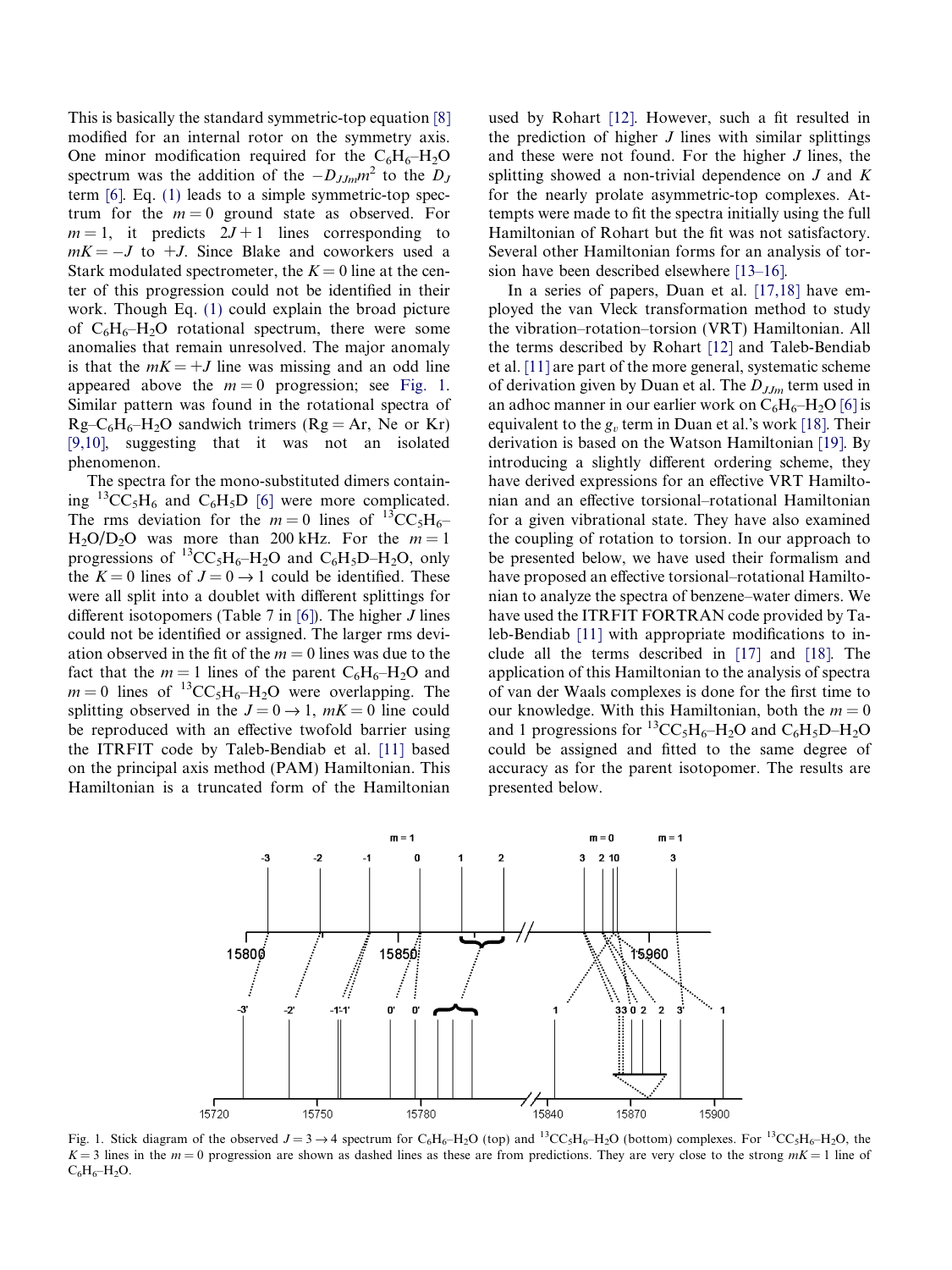This is basically the standard symmetric-top equation [8] modified for an internal rotor on the symmetry axis. One minor modification required for the $C_6H_6$–$H_2O$ spectrum was the addition of the $-D_{JJm}m^2$ to the $D_J$ term [6]. Eq. (1) leads to a simple symmetric-top spectrum for the $m = 0$ ground state as observed. For $m = 1$, it predicts $2J + 1$ lines corresponding to $mK = -J$ to $+J$. Since Blake and coworkers used a Stark modulated spectrometer, the $K = 0$ line at the center of this progression could not be identified in their work. Though Eq. (1) could explain the broad picture of $C_6H_6$–$H_2O$ rotational spectrum, there were some anomalies that remain unresolved. The major anomaly is that the $mK = +J$ line was missing and an odd line appeared above the $m = 0$ progression; see Fig. 1. Similar pattern was found in the rotational spectra of Rg–$C_6H_6$–$H_2O$ sandwich trimers (Rg = Ar, Ne or Kr) [9,10], suggesting that it was not an isolated phenomenon.

The spectra for the mono-substituted dimers containing $^{13}CC_5H_6$ and $C_6H_5D$ [6] were more complicated. The rms deviation for the $m = 0$ lines of $^{13}CC_5H_6$–$H_2O/D_2O$ was more than 200 kHz. For the $m = 1$ progressions of $^{13}CC_5H_6$–$H_2O$ and $C_6H_5D$–$H_2O$, only the $K = 0$ lines of $J = 0 \rightarrow 1$ could be identified. These were all split into a doublet with different splittings for different isotopomers (Table 7 in [6]). The higher $J$ lines could not be identified or assigned. The larger rms deviation observed in the fit of the $m = 0$ lines was due to the fact that the $m = 1$ lines of the parent $C_6H_6$–$H_2O$ and $m = 0$ lines of $^{13}CC_5H_6$–$H_2O$ were overlapping. The splitting observed in the $J = 0 \rightarrow 1$, $mK = 0$ line could be reproduced with an effective twofold barrier using the ITRFIT code by Taleb-Bendiab et al. [11] based on the principal axis method (PAM) Hamiltonian. This Hamiltonian is a truncated form of the Hamiltonian used by Rohart [12]. However, such a fit resulted in the prediction of higher $J$ lines with similar splittings and these were not found. For the higher $J$ lines, the splitting showed a non-trivial dependence on $J$ and $K$ for the nearly prolate asymmetric-top complexes. Attempts were made to fit the spectra initially using the full Hamiltonian of Rohart but the fit was not satisfactory. Several other Hamiltonian forms for an analysis of torsion have been described elsewhere [13–16].

In a series of papers, Duan et al. [17,18] have employed the van Vleck transformation method to study the vibration–rotation–torsion (VRT) Hamiltonian. All the terms described by Rohart [12] and Taleb-Bendiab et al. [11] are part of the more general, systematic scheme of derivation given by Duan et al. The $D_{JJm}$ term used in an adhoc manner in our earlier work on $C_6H_6$–$H_2O$ [6] is equivalent to the $g_v$ term in Duan et al.'s work [18]. Their derivation is based on the Watson Hamiltonian [19]. By introducing a slightly different ordering scheme, they have derived expressions for an effective VRT Hamiltonian and an effective torsional–rotational Hamiltonian for a given vibrational state. They have also examined the coupling of rotation to torsion. In our approach to be presented below, we have used their formalism and have proposed an effective torsional–rotational Hamiltonian to analyze the spectra of benzene–water dimers. We have used the ITRFIT FORTRAN code provided by Taleb-Bendiab [11] with appropriate modifications to include all the terms described in [17] and [18]. The application of this Hamiltonian to the analysis of spectra of van der Waals complexes is done for the first time to our knowledge. With this Hamiltonian, both the $m = 0$ and 1 progressions for $^{13}CC_5H_6$–$H_2O$ and $C_6H_5D$–$H_2O$ could be assigned and fitted to the same degree of accuracy as for the parent isotopomer. The results are presented below.

Fig. 1. Stick diagram of the observed $J = 3 \rightarrow 4$ spectrum for $C_6H_6$–$H_2O$ (top) and $^{13}CC_5H_6$–$H_2O$ (bottom) complexes. For $^{13}CC_5H_6$–$H_2O$, the $K = 3$ lines in the $m = 0$ progression are shown as dashed lines as these are from predictions. They are very close to the strong $mK = 1$ line of $C_6H_6$–$H_2O$.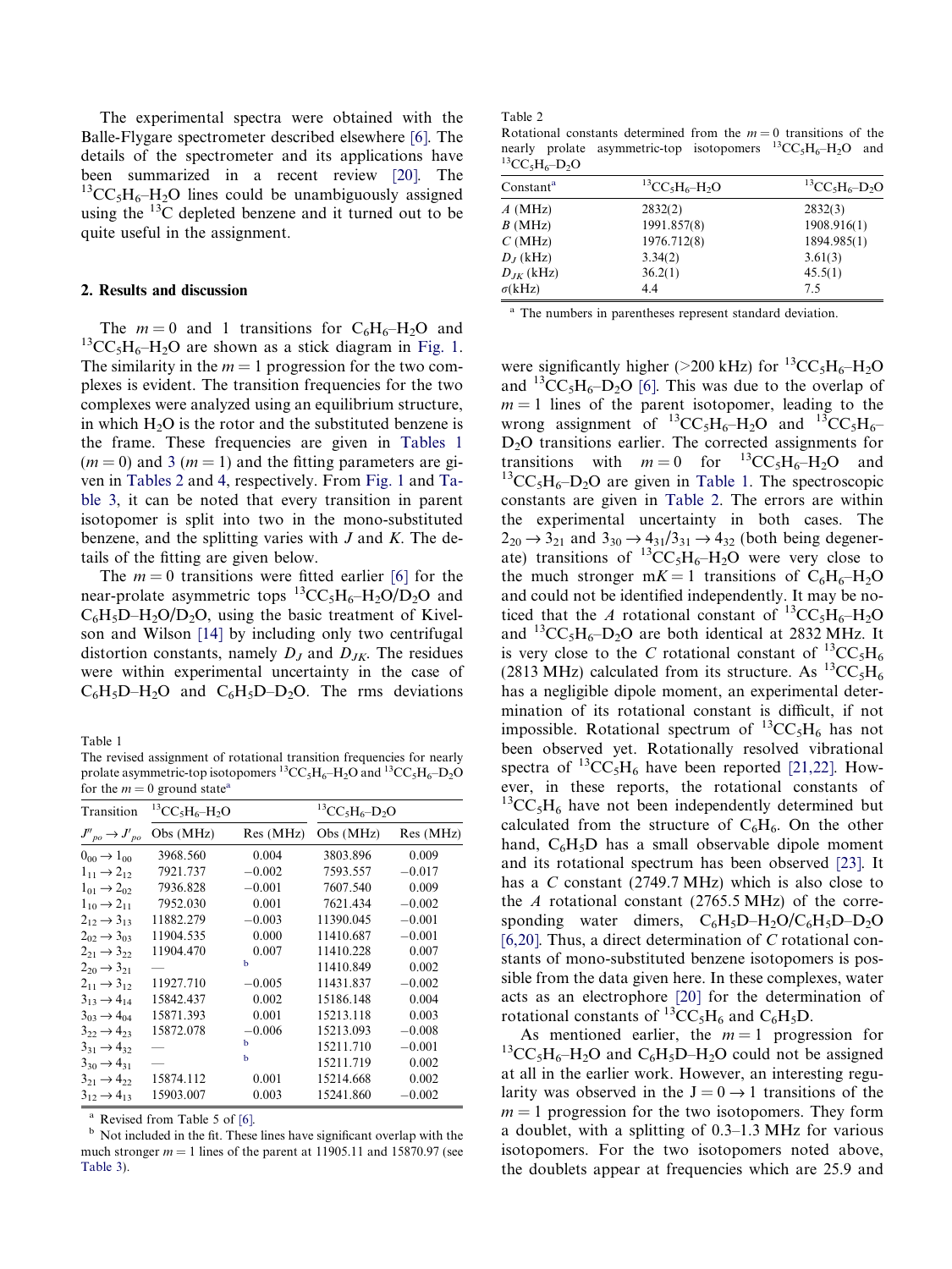The experimental spectra were obtained with the Balle-Flygare spectrometer described elsewhere [6]. The details of the spectrometer and its applications have been summarized in a recent review [20]. The $^{13}CC_5H_6$–$H_2O$ lines could be unambiguously assigned using the $^{13}C$ depleted benzene and it turned out to be quite useful in the assignment.

## 2. Results and discussion

The $m = 0$ and 1 transitions for $C_6H_6$–$H_2O$ and $^{13}CC_5H_6$–$H_2O$ are shown as a stick diagram in Fig. 1. The similarity in the $m = 1$ progression for the two complexes is evident. The transition frequencies for the two complexes were analyzed using an equilibrium structure, in which $H_2O$ is the rotor and the substituted benzene is the frame. These frequencies are given in Tables 1 ($m = 0$) and 3 ($m = 1$) and the fitting parameters are given in Tables 2 and 4, respectively. From Fig. 1 and Table 3, it can be noted that every transition in parent isotopomer is split into two in the mono-substituted benzene, and the splitting varies with $J$ and $K$. The details of the fitting are given below.

The $m = 0$ transitions were fitted earlier [6] for the near-prolate asymmetric tops $^{13}CC_5H_6$–$H_2O/D_2O$ and $C_6H_5D$–$H_2O/D_2O$, using the basic treatment of Kivelson and Wilson [14] by including only two centrifugal distortion constants, namely $D_J$ and $D_{JK}$. The residues were within experimental uncertainty in the case of $C_6H_5D$–$H_2O$ and $C_6H_5D$–$D_2O$. The rms deviations were significantly higher (>200 kHz) for $^{13}CC_5H_6$–$H_2O$ and $^{13}CC_5H_6$–$D_2O$ [6]. This was due to the overlap of $m = 1$ lines of the parent isotopomer, leading to the wrong assignment of $^{13}CC_5H_6$–$H_2O$ and $^{13}CC_5H_6$–$D_2O$ transitions earlier. The corrected assignments for transitions with $m = 0$ for $^{13}CC_5H_6$–$H_2O$ and $^{13}CC_5H_6$–$D_2O$ are given in Table 1. The spectroscopic constants are given in Table 2. The errors are within the experimental uncertainty in both cases. The $2_{20} \rightarrow 3_{21}$ and $3_{30} \rightarrow 4_{31}/3_{31} \rightarrow 4_{32}$ (both being degenerate) transitions of $^{13}CC_5H_6$–$H_2O$ were very close to the much stronger m$K = 1$ transitions of $C_6H_6$–$H_2O$ and could not be identified independently. It may be noticed that the $A$ rotational constant of $^{13}CC_5H_6$–$H_2O$ and $^{13}CC_5H_6$–$D_2O$ are both identical at 2832 MHz. It is very close to the $C$ rotational constant of $^{13}CC_5H_6$ (2813 MHz) calculated from its structure. As $^{13}CC_5H_6$ has a negligible dipole moment, an experimental determination of its rotational constant is difficult, if not impossible. Rotational spectrum of $^{13}CC_5H_6$ has not been observed yet. Rotationally resolved vibrational spectra of $^{13}CC_5H_6$ have been reported [21,22]. However, in these reports, the rotational constants of $^{13}CC_5H_6$ have not been independently determined but calculated from the structure of $C_6H_6$. On the other hand, $C_6H_5D$ has a small observable dipole moment and its rotational spectrum has been observed [23]. It has a $C$ constant (2749.7 MHz) which is also close to the $A$ rotational constant (2765.5 MHz) of the corresponding water dimers, $C_6H_5D$–$H_2O/C_6H_5D$–$D_2O$ [6,20]. Thus, a direct determination of $C$ rotational constants of mono-substituted benzene isotopomers is possible from the data given here. In these complexes, water acts as an electrophore [20] for the determination of rotational constants of $^{13}CC_5H_6$ and $C_6H_5D$.

As mentioned earlier, the $m = 1$ progression for $^{13}CC_5H_6$–$H_2O$ and $C_6H_5D$–$H_2O$ could not be assigned at all in the earlier work. However, an interesting regularity was observed in the $J = 0 \rightarrow 1$ transitions of the $m = 1$ progression for the two isotopomers. They form a doublet, with a splitting of 0.3–1.3 MHz for various isotopomers. For the two isotopomers noted above, the doublets appear at frequencies which are 25.9 and

Table 1
The revised assignment of rotational transition frequencies for nearly prolate asymmetric-top isotopomers $^{13}CC_5H_6$–$H_2O$ and $^{13}CC_5H_6$–$D_2O$ for the $m = 0$ ground state[a]

| Transition | $^{13}CC_5H_6$–$H_2O$ | | $^{13}CC_5H_6$–$D_2O$ | |
|---|---|---|---|---|
| $J''_{po} \rightarrow J'_{po}$ | Obs (MHz) | Res (MHz) | Obs (MHz) | Res (MHz) |
| $0_{00} \rightarrow 1_{00}$ | 3968.560 | 0.004 | 3803.896 | 0.009 |
| $1_{11} \rightarrow 2_{12}$ | 7921.737 | −0.002 | 7593.557 | −0.017 |
| $1_{01} \rightarrow 2_{02}$ | 7936.828 | −0.001 | 7607.540 | 0.009 |
| $1_{10} \rightarrow 2_{11}$ | 7952.030 | 0.001 | 7621.434 | −0.002 |
| $2_{12} \rightarrow 3_{13}$ | 11882.279 | −0.003 | 11390.045 | −0.001 |
| $2_{02} \rightarrow 3_{03}$ | 11904.535 | 0.000 | 11410.687 | −0.001 |
| $2_{21} \rightarrow 3_{22}$ | 11904.470 | 0.007 | 11410.228 | 0.007 |
| $2_{20} \rightarrow 3_{21}$ | — | [b] | 11410.849 | 0.002 |
| $2_{11} \rightarrow 3_{12}$ | 11927.710 | −0.005 | 11431.837 | −0.002 |
| $3_{13} \rightarrow 4_{14}$ | 15842.437 | 0.002 | 15186.148 | 0.004 |
| $3_{03} \rightarrow 4_{04}$ | 15871.393 | 0.001 | 15213.118 | 0.003 |
| $3_{22} \rightarrow 4_{23}$ | 15872.078 | −0.006 | 15213.093 | −0.008 |
| $3_{31} \rightarrow 4_{32}$ | — | [b] | 15211.710 | −0.001 |
| $3_{30} \rightarrow 4_{31}$ | — | [b] | 15211.719 | 0.002 |
| $3_{21} \rightarrow 4_{22}$ | 15874.112 | 0.001 | 15214.668 | 0.002 |
| $3_{12} \rightarrow 4_{13}$ | 15903.007 | 0.003 | 15241.860 | −0.002 |

[a] Revised from Table 5 of [6].
[b] Not included in the fit. These lines have significant overlap with the much stronger $m = 1$ lines of the parent at 11905.11 and 15870.97 (see Table 3).

Table 2
Rotational constants determined from the $m = 0$ transitions of the nearly prolate asymmetric-top isotopomers $^{13}CC_5H_6$–$H_2O$ and $^{13}CC_5H_6$–$D_2O$

| Constant[a] | $^{13}CC_5H_6$–$H_2O$ | $^{13}CC_5H_6$–$D_2O$ |
|---|---|---|
| $A$ (MHz) | 2832(2) | 2832(3) |
| $B$ (MHz) | 1991.857(8) | 1908.916(1) |
| $C$ (MHz) | 1976.712(8) | 1894.985(1) |
| $D_J$ (kHz) | 3.34(2) | 3.61(3) |
| $D_{JK}$ (kHz) | 36.2(1) | 45.5(1) |
| $\sigma$(kHz) | 4.4 | 7.5 |

[a] The numbers in parentheses represent standard deviation.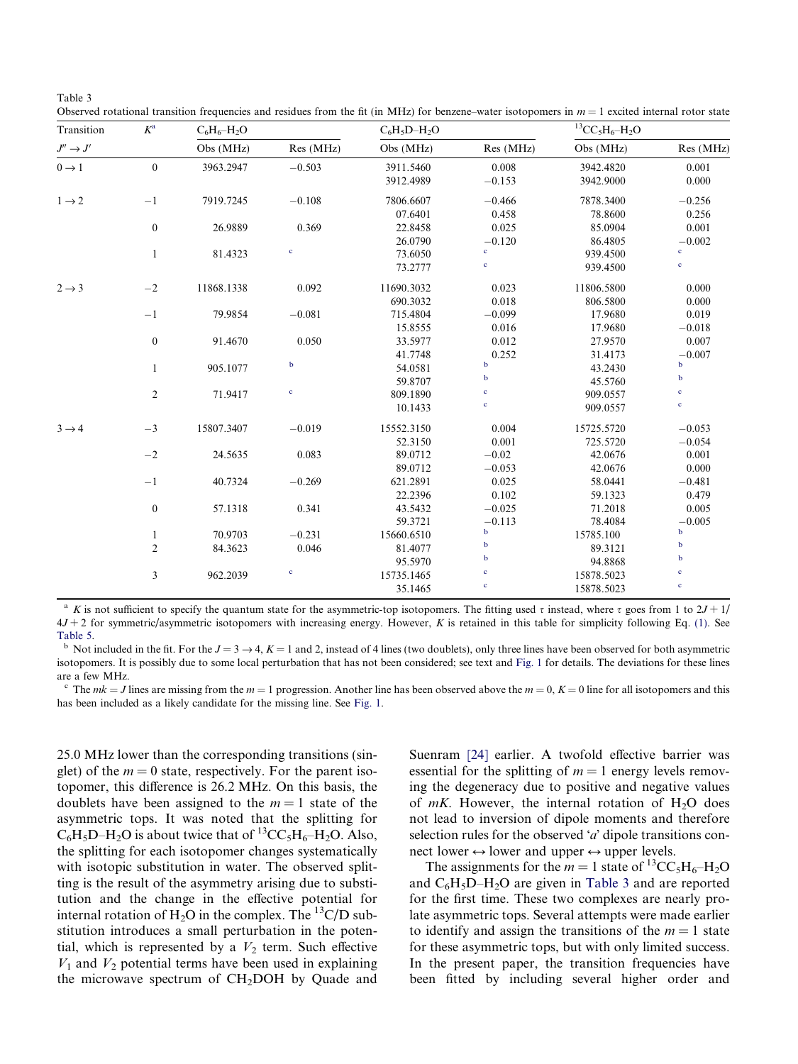Table 3
Observed rotational transition frequencies and residues from the fit (in MHz) for benzene–water isotopomers in $m = 1$ excited internal rotor state

| Transition | $K$[a] | $C_6H_6$–$H_2O$ | | $C_6H_5D$–$H_2O$ | | $^{13}CC_5H_6$–$H_2O$ | |
|---|---|---|---|---|---|---|---|
| $J'' \rightarrow J'$ | | Obs (MHz) | Res (MHz) | Obs (MHz) | Res (MHz) | Obs (MHz) | Res (MHz) |
| $0 \rightarrow 1$ | 0 | 3963.2947 | −0.503 | 3911.5460 | 0.008 | 3942.4820 | 0.001 |
| | | | | 3912.4989 | −0.153 | 3942.9000 | 0.000 |
| $1 \rightarrow 2$ | −1 | 7919.7245 | −0.108 | 7806.6607 | −0.466 | 7878.3400 | −0.256 |
| | | | | 07.6401 | 0.458 | 78.8600 | 0.256 |
| | 0 | 26.9889 | 0.369 | 22.8458 | 0.025 | 85.0904 | 0.001 |
| | | | | 26.0790 | −0.120 | 86.4805 | −0.002 |
| | 1 | 81.4323 | [c] | 73.6050 | [c] | 939.4500 | [c] |
| | | | | 73.2777 | [c] | 939.4500 | [c] |
| $2 \rightarrow 3$ | −2 | 11868.1338 | 0.092 | 11690.3032 | 0.023 | 11806.5800 | 0.000 |
| | | | | 690.3032 | 0.018 | 806.5800 | 0.000 |
| | −1 | 79.9854 | −0.081 | 715.4804 | −0.099 | 17.9680 | 0.019 |
| | | | | 15.8555 | 0.016 | 17.9680 | −0.018 |
| | 0 | 91.4670 | 0.050 | 33.5977 | 0.012 | 27.9570 | 0.007 |
| | | | | 41.7748 | 0.252 | 31.4173 | −0.007 |
| | 1 | 905.1077 | [b] | 54.0581 | [b] | 43.2430 | [b] |
| | | | | 59.8707 | [b] | 45.5760 | [b] |
| | 2 | 71.9417 | [c] | 809.1890 | [c] | 909.0557 | [c] |
| | | | | 10.1433 | [c] | 909.0557 | [c] |
| $3 \rightarrow 4$ | −3 | 15807.3407 | −0.019 | 15552.3150 | 0.004 | 15725.5720 | −0.053 |
| | | | | 52.3150 | 0.001 | 725.5720 | −0.054 |
| | −2 | 24.5635 | 0.083 | 89.0712 | −0.02 | 42.0676 | 0.001 |
| | | | | 89.0712 | −0.053 | 42.0676 | 0.000 |
| | −1 | 40.7324 | −0.269 | 621.2891 | 0.025 | 58.0441 | −0.481 |
| | | | | 22.2396 | 0.102 | 59.1323 | 0.479 |
| | 0 | 57.1318 | 0.341 | 43.5432 | −0.025 | 71.2018 | 0.005 |
| | | | | 59.3721 | −0.113 | 78.4084 | −0.005 |
| | 1 | 70.9703 | −0.231 | 15660.6510 | [b] | 15785.100 | [b] |
| | 2 | 84.3623 | 0.046 | 81.4077 | [b] | 89.3121 | [b] |
| | | | | 95.5970 | [b] | 94.8868 | [b] |
| | 3 | 962.2039 | [c] | 15735.1465 | [c] | 15878.5023 | [c] |
| | | | | 35.1465 | [c] | 15878.5023 | [c] |

[a] $K$ is not sufficient to specify the quantum state for the asymmetric-top isotopomers. The fitting used $\tau$ instead, where $\tau$ goes from 1 to $2J+1/4J+2$ for symmetric/asymmetric isotopomers with increasing energy. However, $K$ is retained in this table for simplicity following Eq. (1). See Table 5.

[b] Not included in the fit. For the $J = 3 \rightarrow 4$, $K = 1$ and 2, instead of 4 lines (two doublets), only three lines have been observed for both asymmetric isotopomers. It is possibly due to some local perturbation that has not been considered; see text and Fig. 1 for details. The deviations for these lines are a few MHz.

[c] The $mk = J$ lines are missing from the $m = 1$ progression. Another line has been observed above the $m = 0$, $K = 0$ line for all isotopomers and this has been included as a likely candidate for the missing line. See Fig. 1.

25.0 MHz lower than the corresponding transitions (singlet) of the $m = 0$ state, respectively. For the parent isotopomer, this difference is 26.2 MHz. On this basis, the doublets have been assigned to the $m = 1$ state of the asymmetric tops. It was noted that the splitting for $C_6H_5D$–$H_2O$ is about twice that of $^{13}CC_5H_6$–$H_2O$. Also, the splitting for each isotopomer changes systematically with isotopic substitution in water. The observed splitting is the result of the asymmetry arising due to substitution and the change in the effective potential for internal rotation of $H_2O$ in the complex. The $^{13}C$/D substitution introduces a small perturbation in the potential, which is represented by a $V_2$ term. Such effective $V_1$ and $V_2$ potential terms have been used in explaining the microwave spectrum of $CH_2DOH$ by Quade and Suenram [24] earlier. A twofold effective barrier was essential for the splitting of $m = 1$ energy levels removing the degeneracy due to positive and negative values of $mK$. However, the internal rotation of $H_2O$ does not lead to inversion of dipole moments and therefore selection rules for the observed '$a$' dipole transitions connect lower ↔ lower and upper ↔ upper levels.

The assignments for the $m = 1$ state of $^{13}CC_5H_6$–$H_2O$ and $C_6H_5D$–$H_2O$ are given in Table 3 and are reported for the first time. These two complexes are nearly prolate asymmetric tops. Several attempts were made earlier to identify and assign the transitions of the $m = 1$ state for these asymmetric tops, but with only limited success. In the present paper, the transition frequencies have been fitted by including several higher order and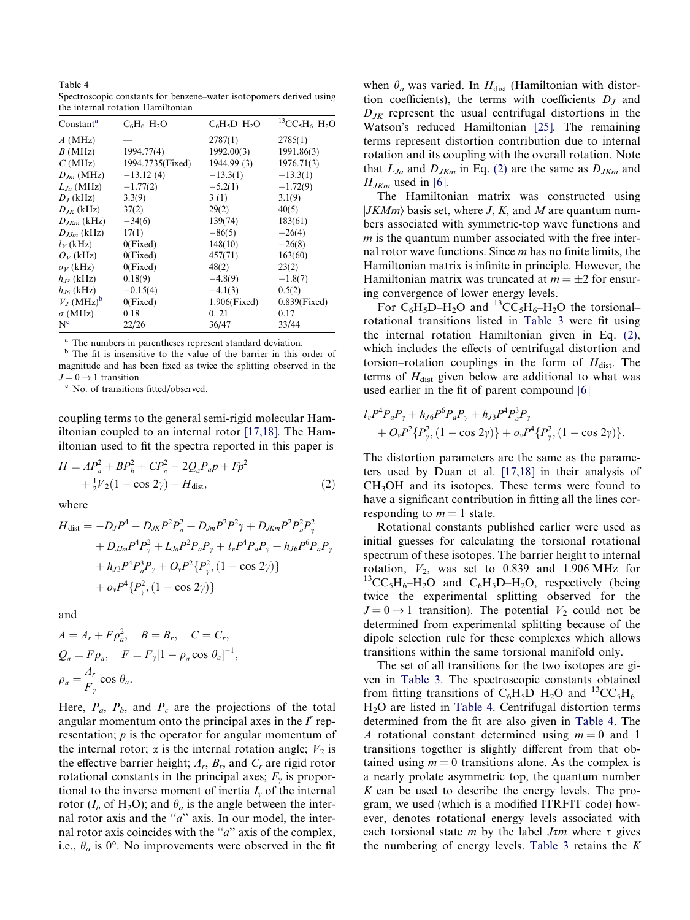Table 4
Spectroscopic constants for benzene–water isotopomers derived using the internal rotation Hamiltonian

| Constant[a] | $C_6H_6$–$H_2O$ | $C_6H_5D$–$H_2O$ | $^{13}CC_5H_6$–$H_2O$ |
|---|---|---|---|
| $A$ (MHz) | — | 2787(1) | 2785(1) |
| $B$ (MHz) | 1994.77(4) | 1992.00(3) | 1991.86(3) |
| $C$ (MHz) | 1994.7735(Fixed) | 1944.99 (3) | 1976.71(3) |
| $D_{Jm}$ (MHz) | −13.12 (4) | −13.3(1) | −13.3(1) |
| $L_{Ja}$ (MHz) | −1.77(2) | −5.2(1) | −1.72(9) |
| $D_J$ (kHz) | 3.3(9) | 3 (1) | 3.1(9) |
| $D_{JK}$ (kHz) | 37(2) | 29(2) | 40(5) |
| $D_{JKm}$ (kHz) | −34(6) | 139(74) | 183(61) |
| $D_{JJm}$ (kHz) | 17(1) | −86(5) | −26(4) |
| $l_V$ (kHz) | 0(Fixed) | 148(10) | −26(8) |
| $O_V$ (kHz) | 0(Fixed) | 457(71) | 163(60) |
| $o_V$ (kHz) | 0(Fixed) | 48(2) | 23(2) |
| $h_{J3}$ (kHz) | 0.18(9) | −4.8(9) | −1.8(7) |
| $h_{J6}$ (kHz) | −0.15(4) | −4.1(3) | 0.5(2) |
| $V_2$ (MHz)[b] | 0(Fixed) | 1.906(Fixed) | 0.839(Fixed) |
| $\sigma$ (MHz) | 0.18 | 0. 21 | 0.17 |
| N[c] | 22/26 | 36/47 | 33/44 |

[a] The numbers in parentheses represent standard deviation.
[b] The fit is insensitive to the value of the barrier in this order of magnitude and has been fixed as twice the splitting observed in the $J = 0 \rightarrow 1$ transition.
[c] No. of transitions fitted/observed.

coupling terms to the general semi-rigid molecular Hamiltonian coupled to an internal rotor [17,18]. The Hamiltonian used to fit the spectra reported in this paper is

$$H = AP_a^2 + BP_b^2 + CP_c^2 - 2Q_aP_ap + Fp^2 + \tfrac{1}{2}V_2(1 - \cos 2\gamma) + H_{\text{dist}}, \tag{2}$$

where

$$\begin{aligned} H_{\text{dist}} = {} & -D_JP^4 - D_{JK}P^2P_a^2 + D_{Jm}P^2P^2\gamma + D_{JKm}P^2P_a^2P_\gamma^2 \\ & + D_{JJm}P^4P_\gamma^2 + L_{Ja}P^2P_aP_\gamma + l_vP^4P_aP_\gamma + h_{J6}P^6P_aP_\gamma \\ & + h_{J3}P^4P_a^3P_\gamma + O_vP^2\{P_\gamma^2, (1 - \cos 2\gamma)\} \\ & + o_vP^4\{P_\gamma^2, (1 - \cos 2\gamma)\} \end{aligned}$$

and

$$A = A_r + F\rho_a^2, \quad B = B_r, \quad C = C_r,$$
$$Q_a = F\rho_a, \quad F = F_\gamma[1 - \rho_a \cos\theta_a]^{-1},$$
$$\rho_a = \frac{A_r}{F_\gamma}\cos\theta_a.$$

Here, $P_a$, $P_b$, and $P_c$ are the projections of the total angular momentum onto the principal axes in the $I^r$ representation; $p$ is the operator for angular momentum of the internal rotor; $\alpha$ is the internal rotation angle; $V_2$ is the effective barrier height; $A_r$, $B_r$, and $C_r$ are rigid rotor rotational constants in the principal axes; $F_\gamma$ is proportional to the inverse moment of inertia $I_\gamma$ of the internal rotor ($I_b$ of $H_2O$); and $\theta_a$ is the angle between the internal rotor axis and the "$a$" axis. In our model, the internal rotor axis coincides with the "$a$" axis of the complex, i.e., $\theta_a$ is 0°. No improvements were observed in the fit when $\theta_a$ was varied. In $H_{\text{dist}}$ (Hamiltonian with distortion coefficients), the terms with coefficients $D_J$ and $D_{JK}$ represent the usual centrifugal distortions in the Watson's reduced Hamiltonian [25]. The remaining terms represent distortion contribution due to internal rotation and its coupling with the overall rotation. Note that $L_{Ja}$ and $D_{JKm}$ in Eq. (2) are the same as $D_{JKm}$ and $H_{JKm}$ used in [6].

The Hamiltonian matrix was constructed using $|JKMm\rangle$ basis set, where $J$, $K$, and $M$ are quantum numbers associated with symmetric-top wave functions and $m$ is the quantum number associated with the free internal rotor wave functions. Since $m$ has no finite limits, the Hamiltonian matrix is infinite in principle. However, the Hamiltonian matrix was truncated at $m = \pm 2$ for ensuring convergence of lower energy levels.

For $C_6H_5D$–$H_2O$ and $^{13}CC_5H_6$–$H_2O$ the torsional–rotational transitions listed in Table 3 were fit using the internal rotation Hamiltonian given in Eq. (2), which includes the effects of centrifugal distortion and torsion–rotation couplings in the form of $H_{\text{dist}}$. The terms of $H_{\text{dist}}$ given below are additional to what was used earlier in the fit of parent compound [6]

$$\begin{aligned} & l_vP^4P_aP_\gamma + h_{J6}P^6P_aP_\gamma + h_{J3}P^4P_a^3P_\gamma \\ & + O_vP^2\{P_\gamma^2, (1 - \cos 2\gamma)\} + o_vP^4\{P_\gamma^2, (1 - \cos 2\gamma)\}. \end{aligned}$$

The distortion parameters are the same as the parameters used by Duan et al. [17,18] in their analysis of $CH_3OH$ and its isotopes. These terms were found to have a significant contribution in fitting all the lines corresponding to $m = 1$ state.

Rotational constants published earlier were used as initial guesses for calculating the torsional–rotational spectrum of these isotopes. The barrier height to internal rotation, $V_2$, was set to 0.839 and 1.906 MHz for $^{13}CC_5H_6$–$H_2O$ and $C_6H_5D$–$H_2O$, respectively (being twice the experimental splitting observed for the $J = 0 \rightarrow 1$ transition). The potential $V_2$ could not be determined from experimental splitting because of the dipole selection rule for these complexes which allows transitions within the same torsional manifold only.

The set of all transitions for the two isotopes are given in Table 3. The spectroscopic constants obtained from fitting transitions of $C_6H_5D$–$H_2O$ and $^{13}CC_5H_6$–$H_2O$ are listed in Table 4. Centrifugal distortion terms determined from the fit are also given in Table 4. The $A$ rotational constant determined using $m = 0$ and 1 transitions together is slightly different from that obtained using $m = 0$ transitions alone. As the complex is a nearly prolate asymmetric top, the quantum number $K$ can be used to describe the energy levels. The program, we used (which is a modified ITRFIT code) however, denotes rotational energy levels associated with each torsional state $m$ by the label $J\tau m$ where $\tau$ gives the numbering of energy levels. Table 3 retains the $K$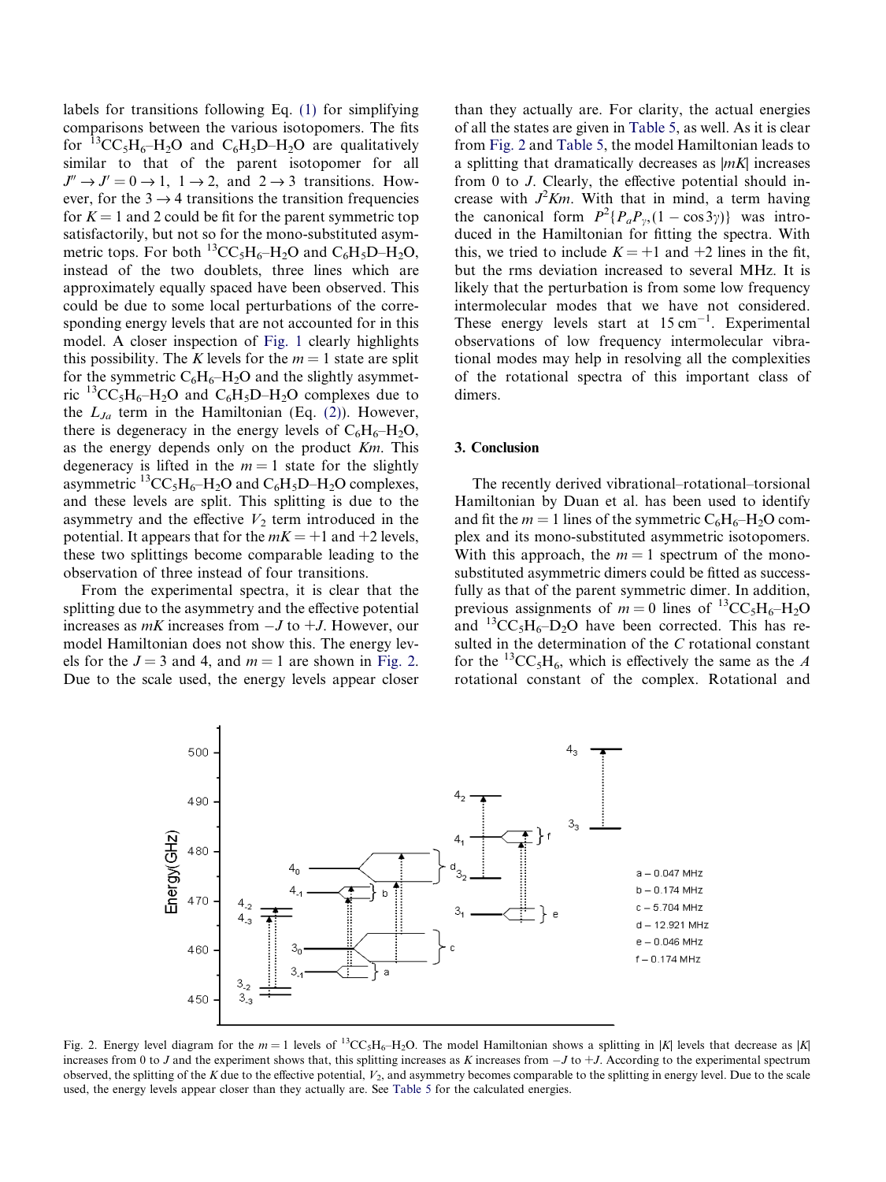labels for transitions following Eq. (1) for simplifying comparisons between the various isotopomers. The fits for $^{13}CC_5H_6$–$H_2O$ and $C_6H_5D$–$H_2O$ are qualitatively similar to that of the parent isotopomer for all $J'' \rightarrow J' = 0 \rightarrow 1$, $1 \rightarrow 2$, and $2 \rightarrow 3$ transitions. However, for the $3 \rightarrow 4$ transitions the transition frequencies for $K = 1$ and 2 could be fit for the parent symmetric top satisfactorily, but not so for the mono-substituted asymmetric tops. For both $^{13}CC_5H_6$–$H_2O$ and $C_6H_5D$–$H_2O$, instead of the two doublets, three lines which are approximately equally spaced have been observed. This could be due to some local perturbations of the corresponding energy levels that are not accounted for in this model. A closer inspection of Fig. 1 clearly highlights this possibility. The $K$ levels for the $m = 1$ state are split for the symmetric $C_6H_6$–$H_2O$ and the slightly asymmetric $^{13}CC_5H_6$–$H_2O$ and $C_6H_5D$–$H_2O$ complexes due to the $L_{Ja}$ term in the Hamiltonian (Eq. (2)). However, there is degeneracy in the energy levels of $C_6H_6$–$H_2O$, as the energy depends only on the product $Km$. This degeneracy is lifted in the $m = 1$ state for the slightly asymmetric $^{13}CC_5H_6$–$H_2O$ and $C_6H_5D$–$H_2O$ complexes, and these levels are split. This splitting is due to the asymmetry and the effective $V_2$ term introduced in the potential. It appears that for the $mK = +1$ and $+2$ levels, these two splittings become comparable leading to the observation of three instead of four transitions.

From the experimental spectra, it is clear that the splitting due to the asymmetry and the effective potential increases as $mK$ increases from $-J$ to $+J$. However, our model Hamiltonian does not show this. The energy levels for the $J = 3$ and 4, and $m = 1$ are shown in Fig. 2. Due to the scale used, the energy levels appear closer than they actually are. For clarity, the actual energies of all the states are given in Table 5, as well. As it is clear from Fig. 2 and Table 5, the model Hamiltonian leads to a splitting that dramatically decreases as $|mK|$ increases from 0 to $J$. Clearly, the effective potential should increase with $J^2Km$. With that in mind, a term having the canonical form $P^2\{P_aP_\gamma, (1 - \cos 3\gamma)\}$ was introduced in the Hamiltonian for fitting the spectra. With this, we tried to include $K = +1$ and $+2$ lines in the fit, but the rms deviation increased to several MHz. It is likely that the perturbation is from some low frequency intermolecular modes that we have not considered. These energy levels start at $15\ \text{cm}^{-1}$. Experimental observations of low frequency intermolecular vibrational modes may help in resolving all the complexities of the rotational spectra of this important class of dimers.

## 3. Conclusion

The recently derived vibrational–rotational–torsional Hamiltonian by Duan et al. has been used to identify and fit the $m = 1$ lines of the symmetric $C_6H_6$–$H_2O$ complex and its mono-substituted asymmetric isotopomers. With this approach, the $m = 1$ spectrum of the mono-substituted asymmetric dimers could be fitted as successfully as that of the parent symmetric dimer. In addition, previous assignments of $m = 0$ lines of $^{13}CC_5H_6$–$H_2O$ and $^{13}CC_5H_6$–$D_2O$ have been corrected. This has resulted in the determination of the $C$ rotational constant for the $^{13}CC_5H_6$, which is effectively the same as the $A$ rotational constant of the complex. Rotational and

Fig. 2. Energy level diagram for the $m = 1$ levels of $^{13}CC_5H_6$–$H_2O$. The model Hamiltonian shows a splitting in $|K|$ levels that decrease as $|K|$ increases from 0 to $J$ and the experiment shows that, this splitting increases as $K$ increases from $-J$ to $+J$. According to the experimental spectrum observed, the splitting of the $K$ due to the effective potential, $V_2$, and asymmetry becomes comparable to the splitting in energy level. Due to the scale used, the energy levels appear closer than they actually are. See Table 5 for the calculated energies.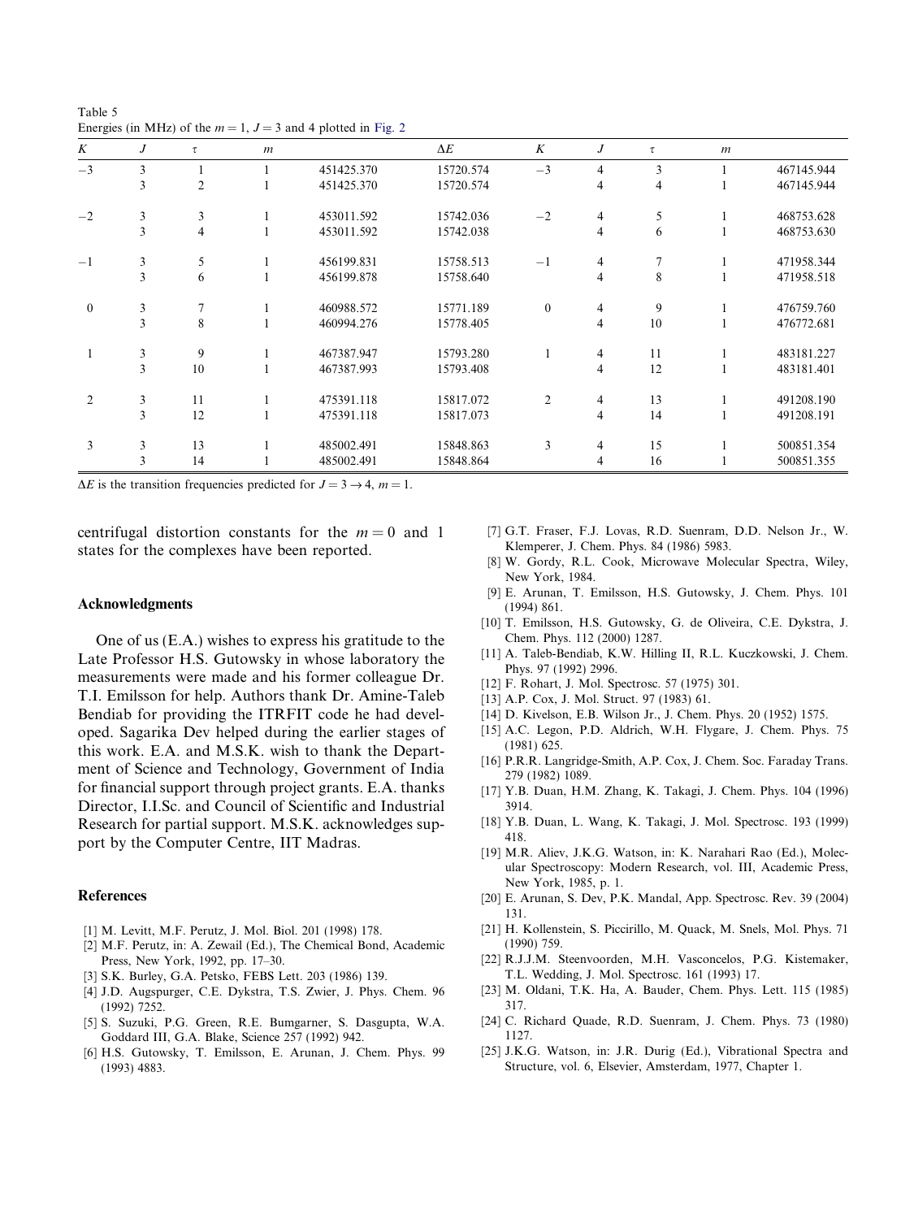Table 5
Energies (in MHz) of the $m = 1$, $J = 3$ and 4 plotted in Fig. 2

| $K$ | $J$ | $\tau$ | $m$ | | $\Delta E$ | $K$ | $J$ | $\tau$ | $m$ | |
|---|---|---|---|---|---|---|---|---|---|---|
| −3 | 3 | 1 | 1 | 451425.370 | 15720.574 | −3 | 4 | 3 | 1 | 467145.944 |
| | 3 | 2 | 1 | 451425.370 | 15720.574 | | 4 | 4 | 1 | 467145.944 |
| −2 | 3 | 3 | 1 | 453011.592 | 15742.036 | −2 | 4 | 5 | 1 | 468753.628 |
| | 3 | 4 | 1 | 453011.592 | 15742.038 | | 4 | 6 | 1 | 468753.630 |
| −1 | 3 | 5 | 1 | 456199.831 | 15758.513 | −1 | 4 | 7 | 1 | 471958.344 |
| | 3 | 6 | 1 | 456199.878 | 15758.640 | | 4 | 8 | 1 | 471958.518 |
| 0 | 3 | 7 | 1 | 460988.572 | 15771.189 | 0 | 4 | 9 | 1 | 476759.760 |
| | 3 | 8 | 1 | 460994.276 | 15778.405 | | 4 | 10 | 1 | 476772.681 |
| 1 | 3 | 9 | 1 | 467387.947 | 15793.280 | 1 | 4 | 11 | 1 | 483181.227 |
| | 3 | 10 | 1 | 467387.993 | 15793.408 | | 4 | 12 | 1 | 483181.401 |
| 2 | 3 | 11 | 1 | 475391.118 | 15817.072 | 2 | 4 | 13 | 1 | 491208.190 |
| | 3 | 12 | 1 | 475391.118 | 15817.073 | | 4 | 14 | 1 | 491208.191 |
| 3 | 3 | 13 | 1 | 485002.491 | 15848.863 | 3 | 4 | 15 | 1 | 500851.354 |
| | 3 | 14 | 1 | 485002.491 | 15848.864 | | 4 | 16 | 1 | 500851.355 |

$\Delta E$ is the transition frequencies predicted for $J = 3 \rightarrow 4$, $m = 1$.

centrifugal distortion constants for the $m = 0$ and 1 states for the complexes have been reported.

## Acknowledgments

One of us (E.A.) wishes to express his gratitude to the Late Professor H.S. Gutowsky in whose laboratory the measurements were made and his former colleague Dr. T.I. Emilsson for help. Authors thank Dr. Amine-Taleb Bendiab for providing the ITRFIT code he had developed. Sagarika Dev helped during the earlier stages of this work. E.A. and M.S.K. wish to thank the Department of Science and Technology, Government of India for financial support through project grants. E.A. thanks Director, I.I.Sc. and Council of Scientific and Industrial Research for partial support. M.S.K. acknowledges support by the Computer Centre, IIT Madras.

## References

[1] M. Levitt, M.F. Perutz, J. Mol. Biol. 201 (1998) 178.

[2] M.F. Perutz, in: A. Zewail (Ed.), The Chemical Bond, Academic Press, New York, 1992, pp. 17–30.

[3] S.K. Burley, G.A. Petsko, FEBS Lett. 203 (1986) 139.

[4] J.D. Augspurger, C.E. Dykstra, T.S. Zwier, J. Phys. Chem. 96 (1992) 7252.

[5] S. Suzuki, P.G. Green, R.E. Bumgarner, S. Dasgupta, W.A. Goddard III, G.A. Blake, Science 257 (1992) 942.

[6] H.S. Gutowsky, T. Emilsson, E. Arunan, J. Chem. Phys. 99 (1993) 4883.

[7] G.T. Fraser, F.J. Lovas, R.D. Suenram, D.D. Nelson Jr., W. Klemperer, J. Chem. Phys. 84 (1986) 5983.

[8] W. Gordy, R.L. Cook, Microwave Molecular Spectra, Wiley, New York, 1984.

[9] E. Arunan, T. Emilsson, H.S. Gutowsky, J. Chem. Phys. 101 (1994) 861.

[10] T. Emilsson, H.S. Gutowsky, G. de Oliveira, C.E. Dykstra, J. Chem. Phys. 112 (2000) 1287.

[11] A. Taleb-Bendiab, K.W. Hilling II, R.L. Kuczkowski, J. Chem. Phys. 97 (1992) 2996.

[12] F. Rohart, J. Mol. Spectrosc. 57 (1975) 301.

[13] A.P. Cox, J. Mol. Struct. 97 (1983) 61.

[14] D. Kivelson, E.B. Wilson Jr., J. Chem. Phys. 20 (1952) 1575.

[15] A.C. Legon, P.D. Aldrich, W.H. Flygare, J. Chem. Phys. 75 (1981) 625.

[16] P.R.R. Langridge-Smith, A.P. Cox, J. Chem. Soc. Faraday Trans. 279 (1982) 1089.

[17] Y.B. Duan, H.M. Zhang, K. Takagi, J. Chem. Phys. 104 (1996) 3914.

[18] Y.B. Duan, L. Wang, K. Takagi, J. Mol. Spectrosc. 193 (1999) 418.

[19] M.R. Aliev, J.K.G. Watson, in: K. Narahari Rao (Ed.), Molecular Spectroscopy: Modern Research, vol. III, Academic Press, New York, 1985, p. 1.

[20] E. Arunan, S. Dev, P.K. Mandal, App. Spectrosc. Rev. 39 (2004) 131.

[21] H. Kollenstein, S. Piccirillo, M. Quack, M. Snels, Mol. Phys. 71 (1990) 759.

[22] R.J.J.M. Steenvoorden, M.H. Vasconcelos, P.G. Kistemaker, T.L. Wedding, J. Mol. Spectrosc. 161 (1993) 17.

[23] M. Oldani, T.K. Ha, A. Bauder, Chem. Phys. Lett. 115 (1985) 317.

[24] C. Richard Quade, R.D. Suenram, J. Chem. Phys. 73 (1980) 1127.

[25] J.K.G. Watson, in: J.R. Durig (Ed.), Vibrational Spectra and Structure, vol. 6, Elsevier, Amsterdam, 1977, Chapter 1.